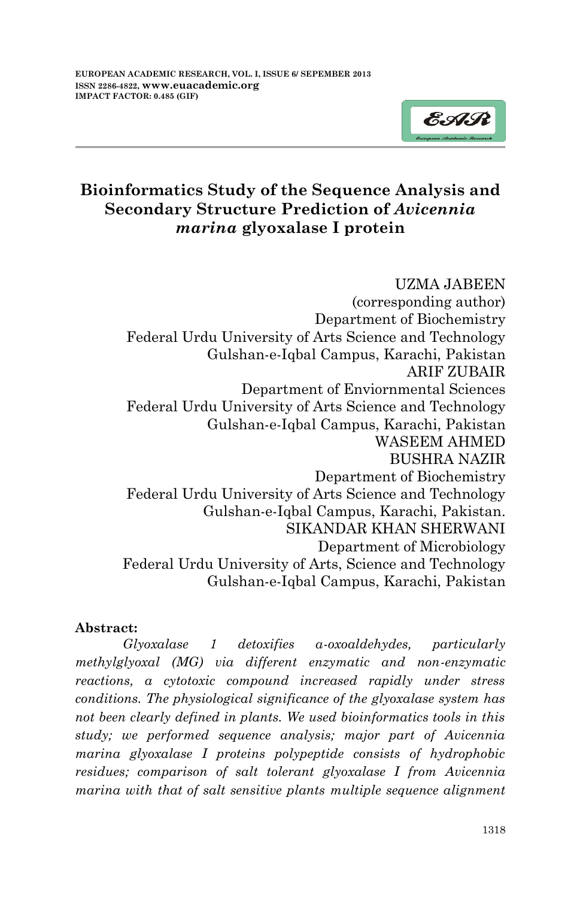# Bioinformatics Study of the Sequence Analysis and Secondary Structure Prediction of *Avicennia marina* glyoxalase I protein

UZMA JABEEN
(corresponding author)
Department of Biochemistry
Federal Urdu University of Arts Science and Technology
Gulshan-e-Iqbal Campus, Karachi, Pakistan

ARIF ZUBAIR
Department of Enviornmental Sciences
Federal Urdu University of Arts Science and Technology
Gulshan-e-Iqbal Campus, Karachi, Pakistan

WASEEM AHMED
BUSHRA NAZIR
Department of Biochemistry
Federal Urdu University of Arts Science and Technology
Gulshan-e-Iqbal Campus, Karachi, Pakistan.

SIKANDAR KHAN SHERWANI
Department of Microbiology
Federal Urdu University of Arts, Science and Technology
Gulshan-e-Iqbal Campus, Karachi, Pakistan

**Abstract:**

*Glyoxalase 1 detoxifies α-oxoaldehydes, particularly methylglyoxal (MG) via different enzymatic and non-enzymatic reactions, a cytotoxic compound increased rapidly under stress conditions. The physiological significance of the glyoxalase system has not been clearly defined in plants. We used bioinformatics tools in this study; we performed sequence analysis; major part of Avicennia marina glyoxalase I proteins polypeptide consists of hydrophobic residues; comparison of salt tolerant glyoxalase I from Avicennia marina with that of salt sensitive plants multiple sequence alignment*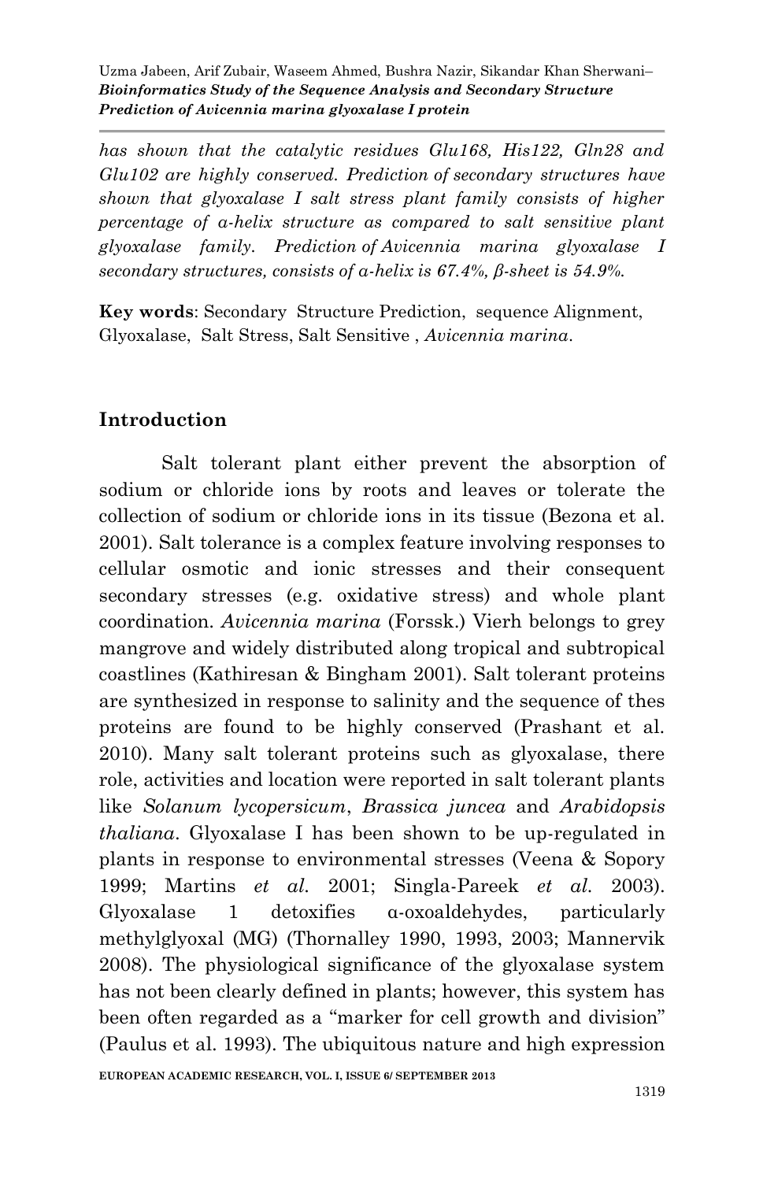*has shown that the catalytic residues Glu168, His122, Gln28 and Glu102 are highly conserved. Prediction of secondary structures have shown that glyoxalase I salt stress plant family consists of higher percentage of α-helix structure as compared to salt sensitive plant glyoxalase family. Prediction of Avicennia marina glyoxalase I secondary structures, consists of α-helix is 67.4%, β-sheet is 54.9%.*

**Key words**: Secondary Structure Prediction, sequence Alignment, Glyoxalase, Salt Stress, Salt Sensitive , *Avicennia marina*.

## Introduction

Salt tolerant plant either prevent the absorption of sodium or chloride ions by roots and leaves or tolerate the collection of sodium or chloride ions in its tissue (Bezona et al. 2001). Salt tolerance is a complex feature involving responses to cellular osmotic and ionic stresses and their consequent secondary stresses (e.g. oxidative stress) and whole plant coordination. *Avicennia marina* (Forssk.) Vierh belongs to grey mangrove and widely distributed along tropical and subtropical coastlines (Kathiresan & Bingham 2001). Salt tolerant proteins are synthesized in response to salinity and the sequence of thes proteins are found to be highly conserved (Prashant et al. 2010). Many salt tolerant proteins such as glyoxalase, there role, activities and location were reported in salt tolerant plants like *Solanum lycopersicum*, *Brassica juncea* and *Arabidopsis thaliana*. Glyoxalase I has been shown to be up-regulated in plants in response to environmental stresses (Veena & Sopory 1999; Martins *et al.* 2001; Singla-Pareek *et al.* 2003). Glyoxalase 1 detoxifies α-oxoaldehydes, particularly methylglyoxal (MG) (Thornalley 1990, 1993, 2003; Mannervik 2008). The physiological significance of the glyoxalase system has not been clearly defined in plants; however, this system has been often regarded as a "marker for cell growth and division" (Paulus et al. 1993). The ubiquitous nature and high expression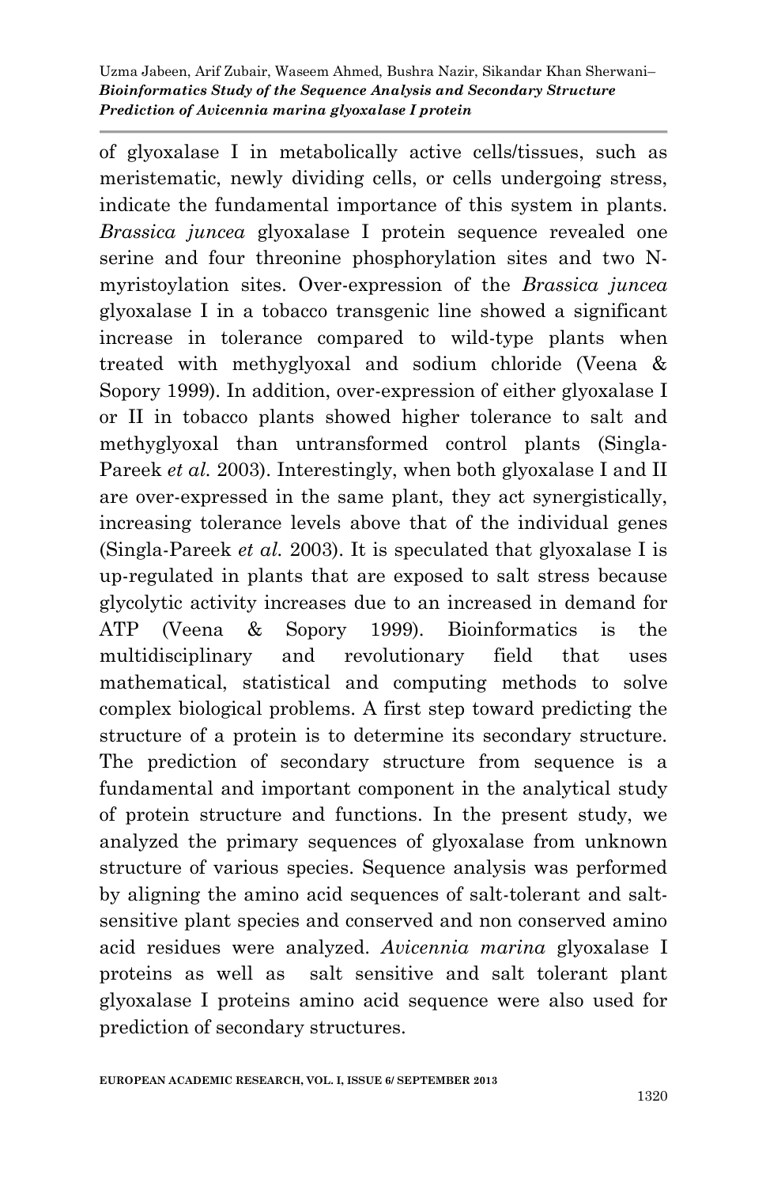of glyoxalase I in metabolically active cells/tissues, such as meristematic, newly dividing cells, or cells undergoing stress, indicate the fundamental importance of this system in plants. *Brassica juncea* glyoxalase I protein sequence revealed one serine and four threonine phosphorylation sites and two N-myristoylation sites. Over-expression of the *Brassica juncea* glyoxalase I in a tobacco transgenic line showed a significant increase in tolerance compared to wild-type plants when treated with methyglyoxal and sodium chloride (Veena & Sopory 1999). In addition, over-expression of either glyoxalase I or II in tobacco plants showed higher tolerance to salt and methyglyoxal than untransformed control plants (Singla-Pareek *et al.* 2003). Interestingly, when both glyoxalase I and II are over-expressed in the same plant, they act synergistically, increasing tolerance levels above that of the individual genes (Singla-Pareek *et al.* 2003). It is speculated that glyoxalase I is up-regulated in plants that are exposed to salt stress because glycolytic activity increases due to an increased in demand for ATP (Veena & Sopory 1999). Bioinformatics is the multidisciplinary and revolutionary field that uses mathematical, statistical and computing methods to solve complex biological problems. A first step toward predicting the structure of a protein is to determine its secondary structure. The prediction of secondary structure from sequence is a fundamental and important component in the analytical study of protein structure and functions. In the present study, we analyzed the primary sequences of glyoxalase from unknown structure of various species. Sequence analysis was performed by aligning the amino acid sequences of salt-tolerant and salt-sensitive plant species and conserved and non conserved amino acid residues were analyzed. *Avicennia marina* glyoxalase I proteins as well as salt sensitive and salt tolerant plant glyoxalase I proteins amino acid sequence were also used for prediction of secondary structures.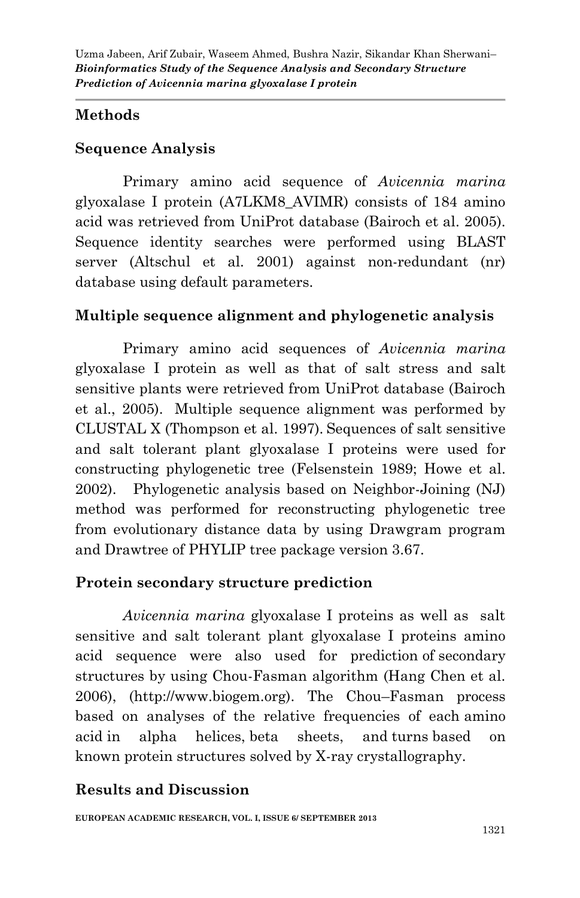## Methods

### Sequence Analysis

Primary amino acid sequence of *Avicennia marina* glyoxalase I protein (A7LKM8_AVIMR) consists of 184 amino acid was retrieved from UniProt database (Bairoch et al. 2005). Sequence identity searches were performed using BLAST server (Altschul et al. 2001) against non-redundant (nr) database using default parameters.

### Multiple sequence alignment and phylogenetic analysis

Primary amino acid sequences of *Avicennia marina* glyoxalase I protein as well as that of salt stress and salt sensitive plants were retrieved from UniProt database (Bairoch et al., 2005). Multiple sequence alignment was performed by CLUSTAL X (Thompson et al. 1997). Sequences of salt sensitive and salt tolerant plant glyoxalase I proteins were used for constructing phylogenetic tree (Felsenstein 1989; Howe et al. 2002). Phylogenetic analysis based on Neighbor-Joining (NJ) method was performed for reconstructing phylogenetic tree from evolutionary distance data by using Drawgram program and Drawtree of PHYLIP tree package version 3.67.

### Protein secondary structure prediction

*Avicennia marina* glyoxalase I proteins as well as salt sensitive and salt tolerant plant glyoxalase I proteins amino acid sequence were also used for prediction of secondary structures by using Chou-Fasman algorithm (Hang Chen et al. 2006), (http://www.biogem.org). The Chou–Fasman process based on analyses of the relative frequencies of each amino acid in alpha helices, beta sheets, and turns based on known protein structures solved by X-ray crystallography.

## Results and Discussion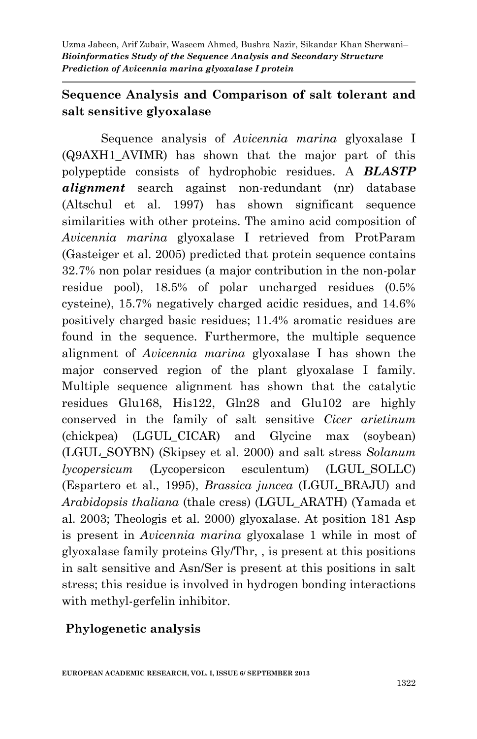## Sequence Analysis and Comparison of salt tolerant and salt sensitive glyoxalase

Sequence analysis of *Avicennia marina* glyoxalase I (Q9AXH1_AVIMR) has shown that the major part of this polypeptide consists of hydrophobic residues. A ***BLASTP alignment*** search against non-redundant (nr) database (Altschul et al. 1997) has shown significant sequence similarities with other proteins. The amino acid composition of *Avicennia marina* glyoxalase I retrieved from ProtParam (Gasteiger et al. 2005) predicted that protein sequence contains 32.7% non polar residues (a major contribution in the non-polar residue pool), 18.5% of polar uncharged residues (0.5% cysteine), 15.7% negatively charged acidic residues, and 14.6% positively charged basic residues; 11.4% aromatic residues are found in the sequence. Furthermore, the multiple sequence alignment of *Avicennia marina* glyoxalase I has shown the major conserved region of the plant glyoxalase I family. Multiple sequence alignment has shown that the catalytic residues Glu168, His122, Gln28 and Glu102 are highly conserved in the family of salt sensitive *Cicer arietinum* (chickpea) (LGUL_CICAR) and Glycine max (soybean) (LGUL_SOYBN) (Skipsey et al. 2000) and salt stress *Solanum lycopersicum* (Lycopersicon esculentum) (LGUL_SOLLC) (Espartero et al., 1995), *Brassica juncea* (LGUL_BRAJU) and *Arabidopsis thaliana* (thale cress) (LGUL_ARATH) (Yamada et al. 2003; Theologis et al. 2000) glyoxalase. At position 181 Asp is present in *Avicennia marina* glyoxalase 1 while in most of glyoxalase family proteins Gly/Thr, , is present at this positions in salt sensitive and Asn/Ser is present at this positions in salt stress; this residue is involved in hydrogen bonding interactions with methyl-gerfelin inhibitor.

## Phylogenetic analysis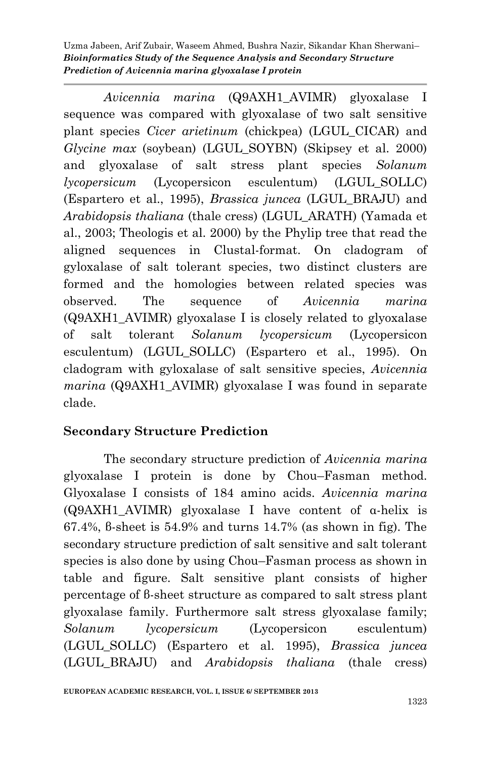*Avicennia marina* (Q9AXH1_AVIMR) glyoxalase I sequence was compared with glyoxalase of two salt sensitive plant species *Cicer arietinum* (chickpea) (LGUL_CICAR) and *Glycine max* (soybean) (LGUL_SOYBN) (Skipsey et al. 2000) and glyoxalase of salt stress plant species *Solanum lycopersicum* (Lycopersicon esculentum) (LGUL_SOLLC) (Espartero et al., 1995), *Brassica juncea* (LGUL_BRAJU) and *Arabidopsis thaliana* (thale cress) (LGUL_ARATH) (Yamada et al., 2003; Theologis et al. 2000) by the Phylip tree that read the aligned sequences in Clustal-format. On cladogram of gyloxalase of salt tolerant species, two distinct clusters are formed and the homologies between related species was observed. The sequence of *Avicennia marina* (Q9AXH1_AVIMR) glyoxalase I is closely related to glyoxalase of salt tolerant *Solanum lycopersicum* (Lycopersicon esculentum) (LGUL_SOLLC) (Espartero et al., 1995). On cladogram with gyloxalase of salt sensitive species, *Avicennia marina* (Q9AXH1_AVIMR) glyoxalase I was found in separate clade.

## Secondary Structure Prediction

The secondary structure prediction of *Avicennia marina* glyoxalase I protein is done by Chou–Fasman method. Glyoxalase I consists of 184 amino acids. *Avicennia marina* (Q9AXH1_AVIMR) glyoxalase I have content of α-helix is 67.4%, ß-sheet is 54.9% and turns 14.7% (as shown in fig). The secondary structure prediction of salt sensitive and salt tolerant species is also done by using Chou–Fasman process as shown in table and figure. Salt sensitive plant consists of higher percentage of ß-sheet structure as compared to salt stress plant glyoxalase family. Furthermore salt stress glyoxalase family; *Solanum lycopersicum* (Lycopersicon esculentum) (LGUL_SOLLC) (Espartero et al. 1995), *Brassica juncea* (LGUL_BRAJU) and *Arabidopsis thaliana* (thale cress)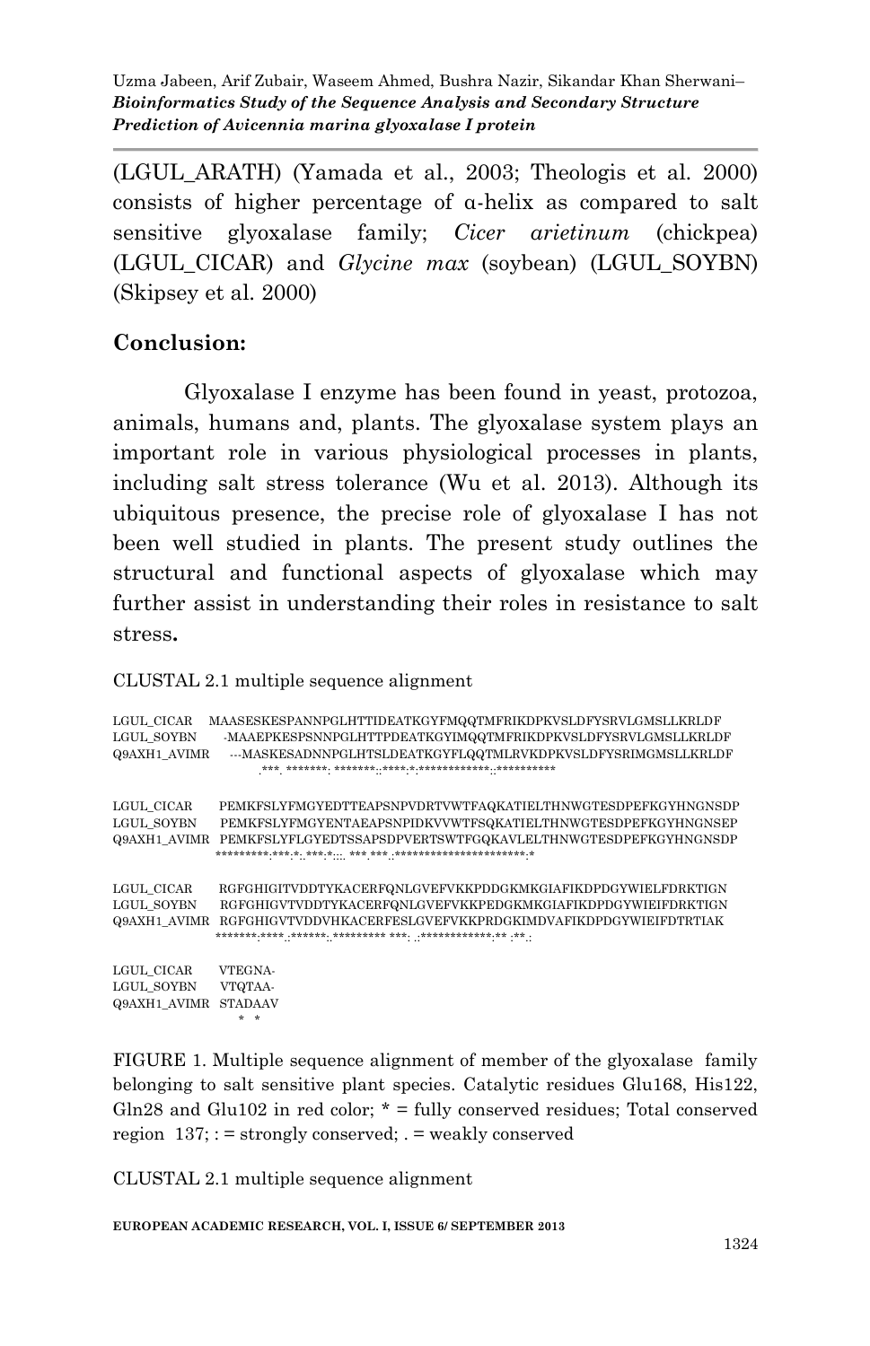(LGUL_ARATH) (Yamada et al., 2003; Theologis et al. 2000) consists of higher percentage of α-helix as compared to salt sensitive glyoxalase family; *Cicer arietinum* (chickpea) (LGUL_CICAR) and *Glycine max* (soybean) (LGUL_SOYBN) (Skipsey et al. 2000)

## Conclusion:

Glyoxalase I enzyme has been found in yeast, protozoa, animals, humans and, plants. The glyoxalase system plays an important role in various physiological processes in plants, including salt stress tolerance (Wu et al. 2013). Although its ubiquitous presence, the precise role of glyoxalase I has not been well studied in plants. The present study outlines the structural and functional aspects of glyoxalase which may further assist in understanding their roles in resistance to salt stress.

CLUSTAL 2.1 multiple sequence alignment

```
LGUL_CICAR     MAASESKESPANNPGLHTTIDEATKGYFMQQTMFRIKDPKVSLDFYSRVLGMSLLKRLDF
LGUL_SOYBN     -MAAEPKESPSNNPGLHTTPDEATKGYIMQQTMFRIKDPKVSLDFYSRVLGMSLLKRLDF
Q9AXH1_AVIMR   ---MASKESADNNPGLHTSLDEATKGYFLQQTMLRVKDPKVSLDFYSRIMGMSLLKRLDF
                   .***. *******. *******:.****.*.************.:**********

LGUL_CICAR     PEMKFSLYFMGYEDTTEAPSNPVDRTVWTFAQKATIELTHNWGTESDPEFKGYHNGNSDP
LGUL_SOYBN     PEMKFSLYFMGYENTAEAPSNPIDKVVWTFSQKATIELTHNWGTESDPEFKGYHNGNSEP
Q9AXH1_AVIMR   PEMKFSLYFLGYEDTSSAPSDPVERTSWTFGQKAVLELTHNWGTESDPEFKGYHNGNSDP
               *********.***.*:.***.*:::. ***.***.:**********************:*

LGUL_CICAR     RGFGHIGITVDDTYKACERFQNLGVEFVKKPDDGKMKGIAFIKDPDGYWIELFDRKTIGN
LGUL_SOYBN     RGFGHIGVTVDDTYKACERFQNLGVEFVKKPEDGKMKGIAFIKDPDGYWIEIFDRKTIGN
Q9AXH1_AVIMR   RGFGHIGVTVDDVHKACERFESLGVEFVKKPRDGKIMDVAFIKDPDGYWIEIFDTRTIAK
               *******:****.:*******:.********* ***. .:************.** :**.:

LGUL_CICAR     VTEGNA-
LGUL_SOYBN     VTQTAA-
Q9AXH1_AVIMR   STADAAV
                 *  *
```

FIGURE 1. Multiple sequence alignment of member of the glyoxalase family belonging to salt sensitive plant species. Catalytic residues Glu168, His122, Gln28 and Glu102 in red color; * = fully conserved residues; Total conserved region 137; : = strongly conserved; . = weakly conserved

CLUSTAL 2.1 multiple sequence alignment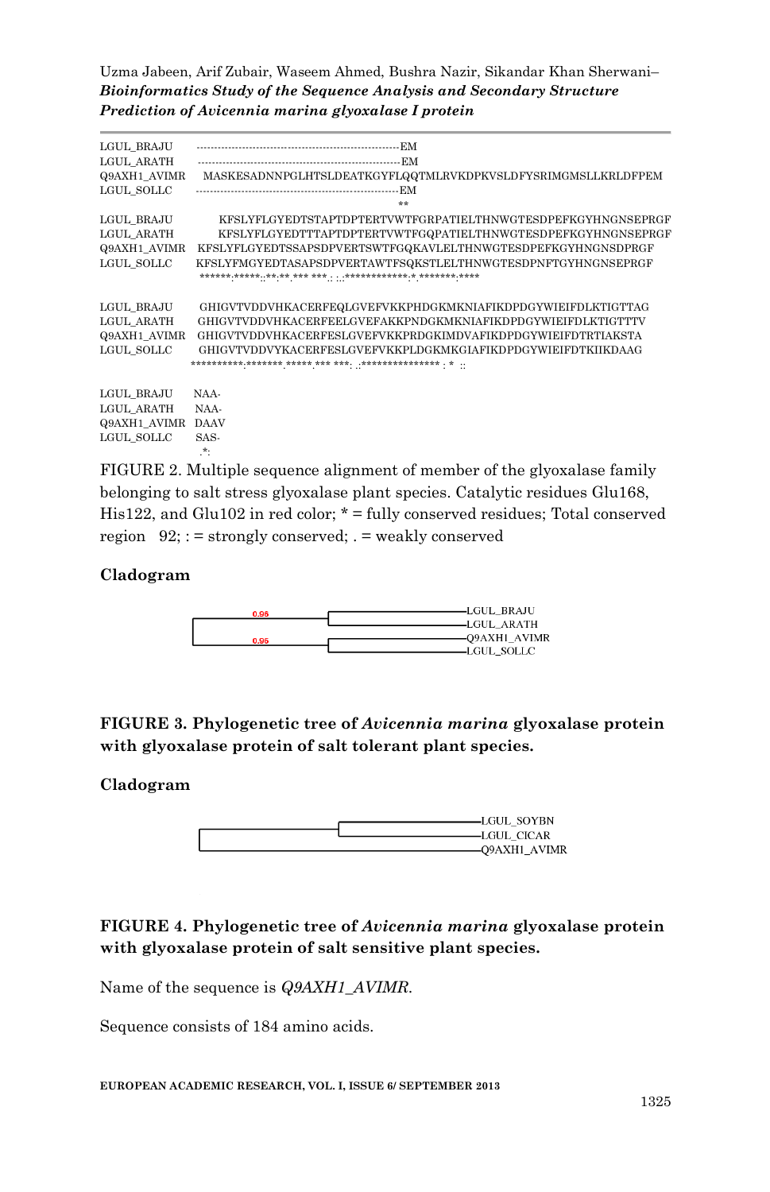```
LGUL_BRAJU     -------------------------------------------------------EM
LGUL_ARATH     -------------------------------------------------------EM
Q9AXH1_AVIMR   MASKESADNNPGLHTSLDEATKGYFLQQTMLRVKDPKVSLDFYSRIMGMSLLKRLDFPEM
LGUL_SOLLC     -------------------------------------------------------EM
                                                                      **

LGUL_BRAJU     KFSLYFLGYEDTSTAPTDPTERTVWTFGRPATIELTHNWGTESDPEFKGYHNGNSEPRGF
LGUL_ARATH     KFSLYFLGYEDTTTAPTDPTERTVWTFGQPATIELTHNWGTESDPEFKGYHNGNSEPRGF
Q9AXH1_AVIMR   KFSLYFLGYEDTSSAPSDPVERTSWTFGQKAVLELTHNWGTESDPEFKGYHNGNSDPRGF
LGUL_SOLLC     KFSLYFMGYEDTASAPSDPVERTAWTFSQKSTLELTHNWGTESDPNFTGYHNGNSEPRGF
               ******.*****.:**.**.*** ***.: :.:************.*.*******.****

LGUL_BRAJU     GHIGVTVDDVHKACERFEQLGVEFVKKPHDGKMKNIAFIKDPDGYWIEIFDLKTIGTTAG
LGUL_ARATH     GHIGVTVDDVHKACERFEELGVEFAKKPNDGKMKNIAFIKDPDGYWIEIFDLKTIGTTTV
Q9AXH1_AVIMR   GHIGVTVDDVHKACERFESLGVEFVKKPRDGKIMDVAFIKDPDGYWIEIFDTRTIAKSTA
LGUL_SOLLC     GHIGVTVDDVYKACERFESLGVEFVKKPLDGKMKGIAFIKDPDGYWIEIFDTKIIKDAAG
               **********.*******.*****.***.***: ..:*************** . *  ::

LGUL_BRAJU     NAA-
LGUL_ARATH     NAA-
Q9AXH1_AVIMR   DAAV
LGUL_SOLLC     SAS-
               .*:
```

FIGURE 2. Multiple sequence alignment of member of the glyoxalase family belonging to salt stress glyoxalase plant species. Catalytic residues Glu168, His122, and Glu102 in red color; * = fully conserved residues; Total conserved region 92; : = strongly conserved; . = weakly conserved

**Cladogram**

```
            0.96         ┌──────────────── LGUL_BRAJU
      ┌──────────────────┤
      │                  └──────────────── LGUL_ARATH
      │     0.96         ┌──────────────── Q9AXH1_AVIMR
      └──────────────────┤
                         └──────────────── LGUL_SOLLC
```

**FIGURE 3. Phylogenetic tree of *Avicennia marina* glyoxalase protein with glyoxalase protein of salt tolerant plant species.**

**Cladogram**

```
                         ┌──────────────── LGUL_SOYBN
      ┌──────────────────┤
      │                  └──────────────── LGUL_CICAR
      └─────────────────────────────────── Q9AXH1_AVIMR
```

**FIGURE 4. Phylogenetic tree of *Avicennia marina* glyoxalase protein with glyoxalase protein of salt sensitive plant species.**

Name of the sequence is *Q9AXH1_AVIMR*.

Sequence consists of 184 amino acids.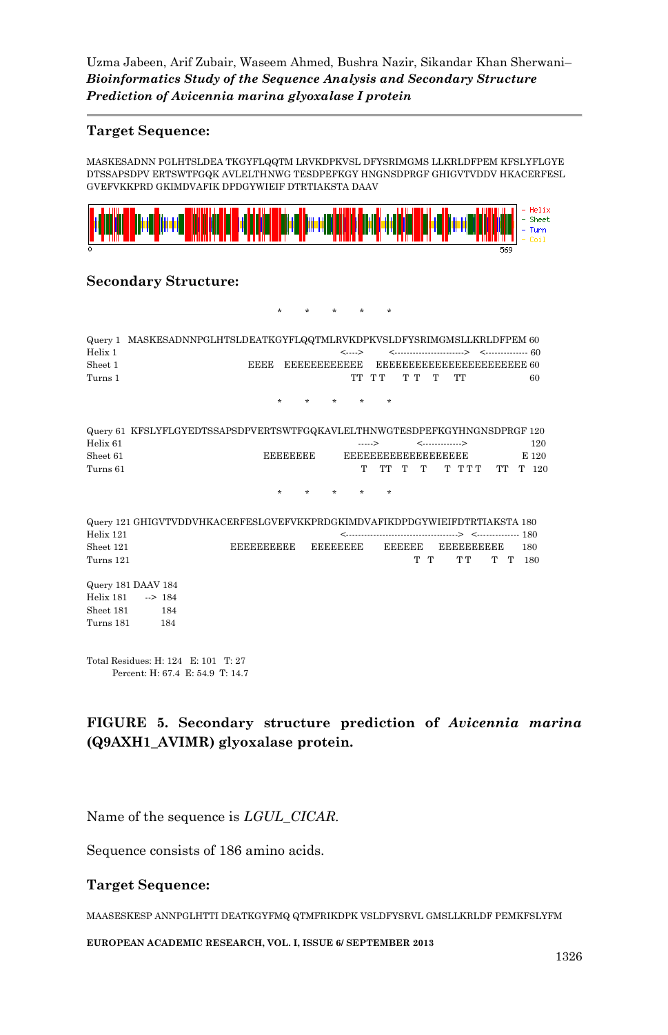### Target Sequence:

MASKESADNN PGLHTSLDEA TKGYFLQQTM LRVKDPKVSL DFYSRIMGMS LLKRLDFPEM KFSLYFLGYE DTSSAPSDPV ERTSWTFGQK AVLELTHNWG TESDPEFKGY HNGNSDPRGF GHIGVTVDDV HKACERFESL GVEFVKKPRD GKIMDVAFIK DPDGYWIEIF DTRTIAKSTA DAAV

### Secondary Structure:

```
                                        *      *      *      *      *

Query 1  MASKESADNNPGLHTSLDEATKGYFLQQTMLRVKDPKVSLDFYSRIMGMSLLKRLDFPEM 60
Helix 1                                  <---->     <------------------->  <----------- 60
Sheet 1                        EEEE  EEEEEEEEEEEE   EEEEEEEEEEEEEEEEEEEEEE 60
Turns 1                                 TT  TT    T T   T    TT          60

                                        *      *      *      *      *

Query 61  KFSLYFLGYEDTSSAPSDPVERTSWTFGQKAVLELTHNWGTESDPEFKGYHNGNSDPRGF 120
Helix 61                                   ----->       <----------->        120
Sheet 61                         EEEEEEEE       EEEEEEEEEEEEEEEEEE          E 120
Turns 61                                    T   TT  T   T    T  T T T   TT  T  120

                                        *      *      *      *      *

Query 121 GHIGVTVDDVHKACERFESLGVEFVKKPRDGKIMDVAFIKDPDGYWIEIFDTRTIAKSTA 180
Helix 121                                   <-------------------------------->  <----------- 180
Sheet 121                    EEEEEEEEEE   EEEEEEEE    EEEEEE   EEEEEEEEEE    180
Turns 121                                              T  T     T T     T  T  180

Query 181 DAAV 184
Helix 181     --> 184
Sheet 181         184
Turns 181         184

Total Residues: H: 124   E: 101   T: 27
       Percent: H: 67.4  E: 54.9  T: 14.7
```

**FIGURE 5. Secondary structure prediction of *Avicennia marina* (Q9AXH1_AVIMR) glyoxalase protein.**

Name of the sequence is *LGUL_CICAR*.

Sequence consists of 186 amino acids.

### Target Sequence:

MAASESKESP ANNPGLHTTI DEATKGYFMQ QTMFRIKDPK VSLDFYSRVL GMSLLKRLDF PEMKFSLYFM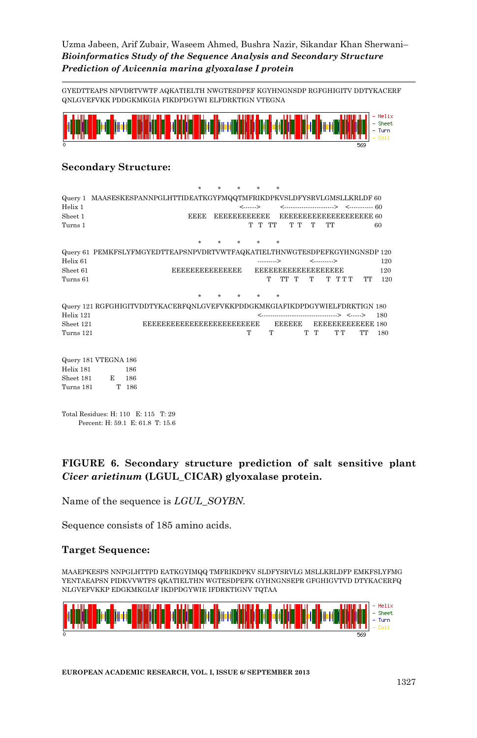GYEDTTEAPS NPVDRTVWTF AQKATIELTH NWGTESDPEF KGYHNGNSDP RGFGHIGITV DDTYKACERF QNLGVEFVKK PDDGKMKGIA FIKDPDGYWI ELFDRKTIGN VTEGNA

### Secondary Structure:

```
                                    *     *     *     *     *
Query 1   MAASESKESPANNPGLHTTIDEATKGYFMQQTMFRIKDPKVSLDFYSRVLGMSLLKRLDF 60
Helix 1                                         <------>     <---------------------->   <----------- 60
Sheet 1                              EEEE   EEEEEEEEEEEE   EEEEEEEEEEEEEEEEEEEE 60
Turns 1                                          T  T  TT    T T   T   TT          60

                                    *     *     *     *     *
Query 61  PEMKFSLYFMGYEDTTEAPSNPVDRTVWTFAQKATIELTHNWGTESDPEFKGYHNGNSDP 120
Helix 61                                          --------->      <-------->          120
Sheet 61                        EEEEEEEEEEEEEEE   EEEEEEEEEEEEEEEEEEE             120
Turns 61                                            T   TT  T    T     T  T T T    TT   120

                                    *     *     *     *     *
Query 121 RGFGHIGITVDDTYKACERFQNLGVEFVKKPDDGKMKGIAFIKDPDGYWIELFDRKTIGN 180
Helix 121                                         <--------------------------------->  <----->    180
Sheet 121               EEEEEEEEEEEEEEEEEEEEEEEEE     EEEEEE    EEEEEEEEEEEEE 180
Turns 121                                          T     T          T  T      T T     TT    180

Query 181 VTEGNA 186
Helix 181          186
Sheet 181      E    186
Turns 181        T  186

Total Residues: H: 110   E: 115   T: 29
      Percent: H: 59.1  E: 61.8  T: 15.6
```

**FIGURE 6. Secondary structure prediction of salt sensitive plant *Cicer arietinum* (LGUL_CICAR) glyoxalase protein.**

Name of the sequence is *LGUL_SOYBN*.

Sequence consists of 185 amino acids.

### Target Sequence:

MAAEPKESPS NNPGLHTTPD EATKGYIMQQ TMFRIKDPKV SLDFYSRVLG MSLLKRLDFP EMKFSLYFMG YENTAEAPSN PIDKVVWTFS QKATIELTHN WGTESDPEFK GYHNGNSEPR GFGHIGVTVD DTYKACERFQ NLGVEFVKKP EDGKMKGIAF IKDPDGYWIE IFDRKTIGNV TQTAA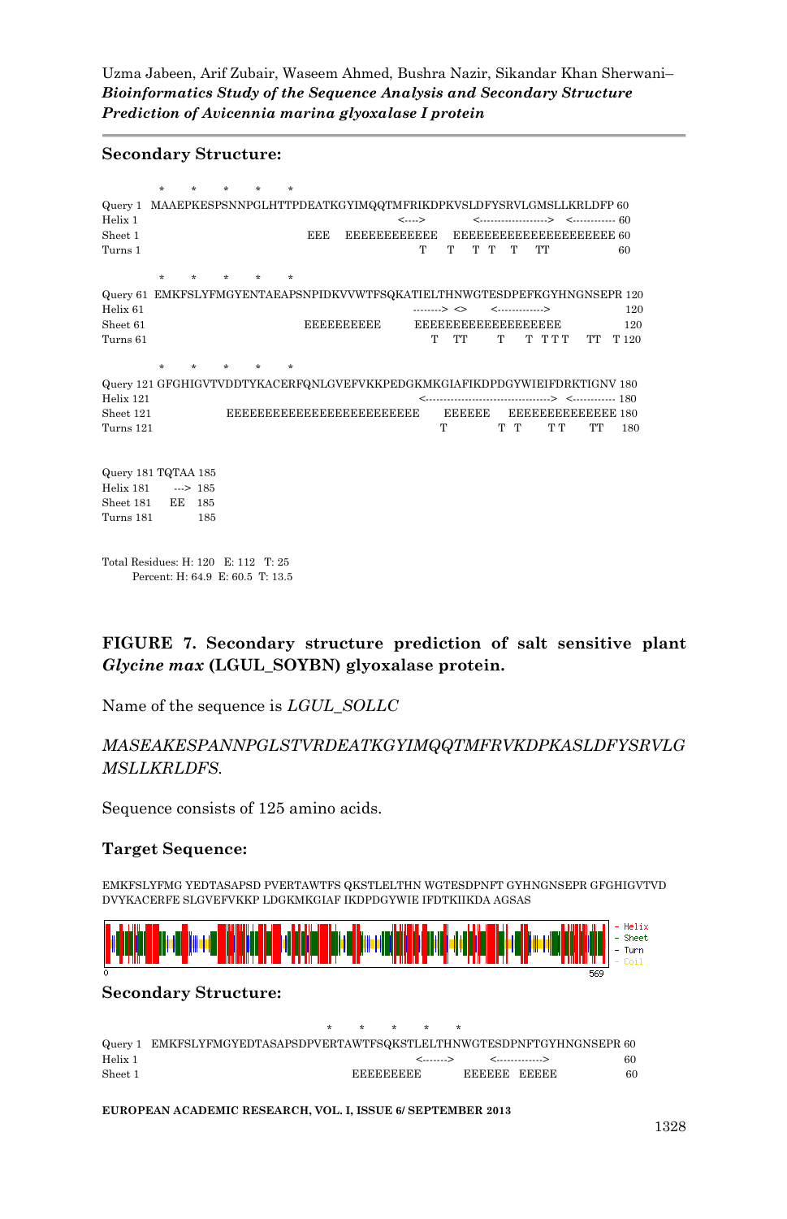## Secondary Structure:

```
         *    *    *    *    *
Query 1  MAAEPKESPSNNPGLHTTPDEATKGYIMQQTMFRIKDPKVSLDFYSRVLGMSLLKRLDFP 60
Helix 1                                       <---->      <------------------>  <----------- 60
Sheet 1                         EEE   EEEEEEEEEEEE   EEEEEEEEEEEEEEEEEEEEE 60
Turns 1                                       T    T    T  T    T      TT               60

         *    *    *    *    *
Query 61 EMKFSLYFMGYENTAEAPSNPIDKVVWTFSQKATIELTHNWGTESDPEFKGYHNGNSEPR 120
Helix 61                                     -------> <>     <------------>              120
Sheet 61                        EEEEEEEEEE      EEEEEEEEEEEEEEEEEEE            120
Turns 61                                      T   TT       T     T  T T T     TT   T 120

          *    *    *    *    *
Query 121 GFGHIGVTVDDTYKACERFQNLGVEFVKKPEDGKMKGIAFIKDPDGYWIEIFDRKTIGNV 180
Helix 121                                    <---------------------------------->  <----------- 180
Sheet 121              EEEEEEEEEEEEEEEEEEEEEEEEE     EEEEEE     EEEEEEEEEEEEEE 180
Turns 121                                       T           T  T        T T       TT      180

Query 181 TQTAA 185
Helix 181      ---> 185
Sheet 181    EE   185
Turns 181         185

Total Residues: H: 120   E: 112   T: 25
      Percent: H: 64.9   E: 60.5   T: 13.5
```

**FIGURE 7. Secondary structure prediction of salt sensitive plant *Glycine max* (LGUL_SOYBN) glyoxalase protein.**

Name of the sequence is *LGUL_SOLLC*

*MASEAKESPANNPGLSTVRDEATKGYIMQQTMFRVKDPKASLDFYSRVLG MSLLKRLDFS.*

Sequence consists of 125 amino acids.

## Target Sequence:

EMKFSLYFMG YEDTASAPSD PVERTAWTFS QKSTLELTHN WGTESDPNFT GYHNGNSEPR GFGHIGVTVD DVYKACERFE SLGVEFVKKP LDGKMKGIAF IKDPDGYWIE IFDTKIIKDA AGSAS

- Helix
- Sheet
- Turn
- Coil

0 569

## Secondary Structure:

```
                              *    *    *    *    *
Query 1  EMKFSLYFMGYEDTASAPSDPVERTAWTFSQKSTLELTHNWGTESDPNFTGYHNGNSEPR 60
Helix 1                                        <------->     <------------>          60
Sheet 1                            EEEEEEEEE        EEEEEE  EEEEE                60
```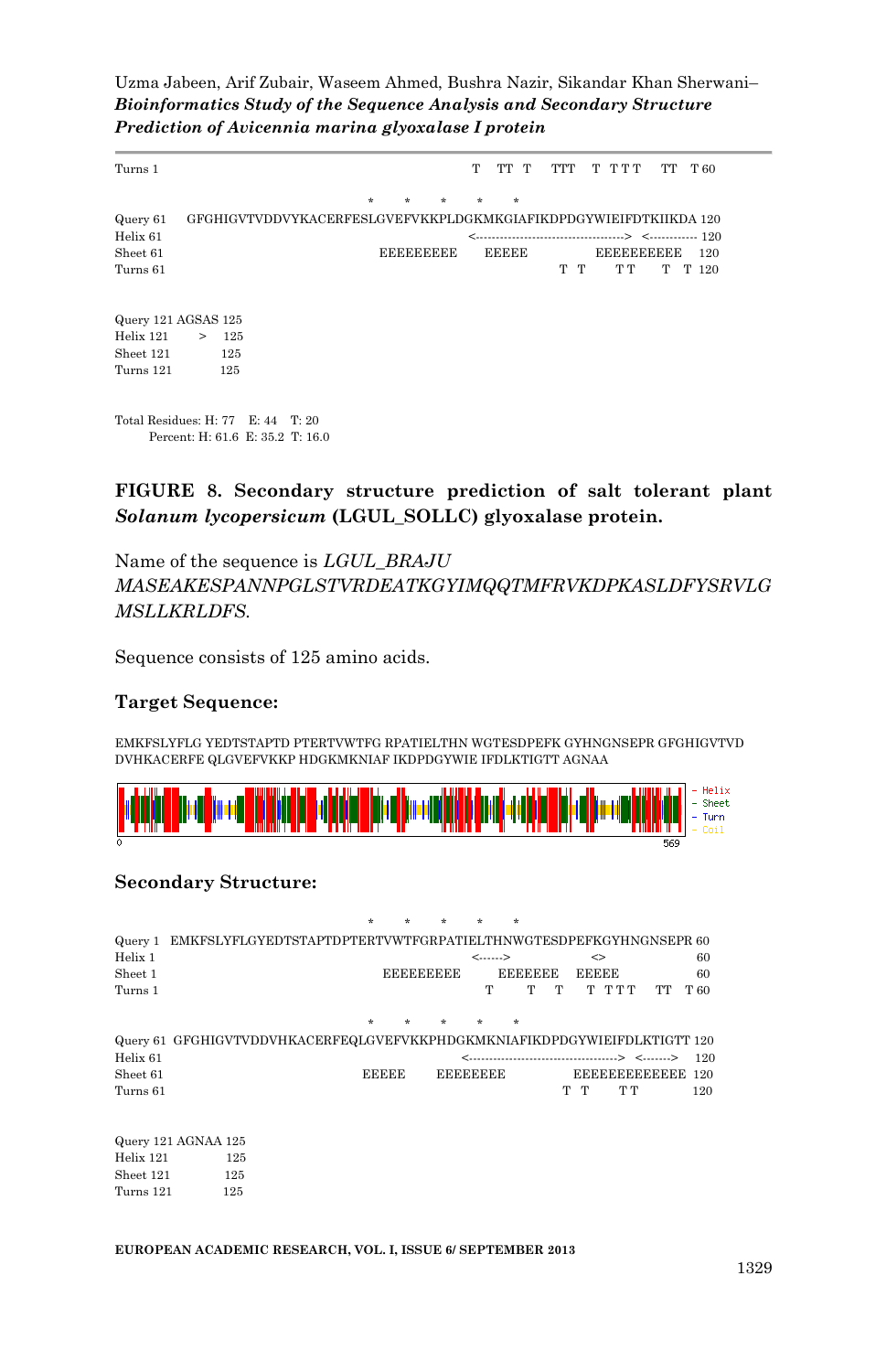```
Turns 1                                                 T   TT  T    TTT   T  T T T    TT   T 60

                                   *      *      *      *      *
Query 61   GFGHIGVTVDDVYKACERFESLGVEFVKKPLDGKMKGIAFIKDPDGYWIEIFDTKIIKDA 120
Helix 61                                                <----------------------------------->  <----------- 120
Sheet 61                                   EEEEEEEEE    EEEEE          EEEEEEEEEE    120
Turns 61                                                             T  T       T T      T   T  120


Query 121 AGSAS 125
Helix 121      >    125
Sheet 121           125
Turns 121           125


Total Residues: H: 77    E: 44    T: 20
       Percent: H: 61.6  E: 35.2  T: 16.0
```

**FIGURE 8. Secondary structure prediction of salt tolerant plant *Solanum lycopersicum* (LGUL_SOLLC) glyoxalase protein.**

Name of the sequence is *LGUL_BRAJU MASEAKESPANNPGLSTVRDEATKGYIMQQTMFRVKDPKASLDFYSRVLG MSLLKRLDFS*.

Sequence consists of 125 amino acids.

### Target Sequence:

EMKFSLYFLG YEDTSTAPTD PTERTVWTFG RPATIELTHN WGTESDPEFK GYHNGNSEPR GFGHIGVTVD DVHKACERFE QLGVEFVKKP HDGKMKNIAF IKDPDGYWIE IFDLKTIGTT AGNAA

- Helix
- Sheet
- Turn
- Coil

0 569

### Secondary Structure:

```
                                   *      *      *      *      *
Query 1   EMKFSLYFLGYEDTSTAPTDPTERTVWTFGRPATIELTHNWGTESDPEFKGYHNGNSEPR 60
Helix 1                                                <------>            <>                60
Sheet 1                                    EEEEEEEEE      EEEEEEE    EEEEE              60
Turns 1                                                  T        T     T     T  T T T     TT    T 60

                                   *      *      *      *      *
Query 61  GFGHIGVTVDDVHKACERFEQLGVEFVKKPHDGKMKNIAFIKDPDGYWIEIFDLKTIGTT 120
Helix 61                                               <----------------------------------->  <------->    120
Sheet 61                                  EEEEE       EEEEEEEE           EEEEEEEEEEEEE  120
Turns 61                                                             T  T        T T              120


Query 121 AGNAA 125
Helix 121       125
Sheet 121       125
Turns 121       125
```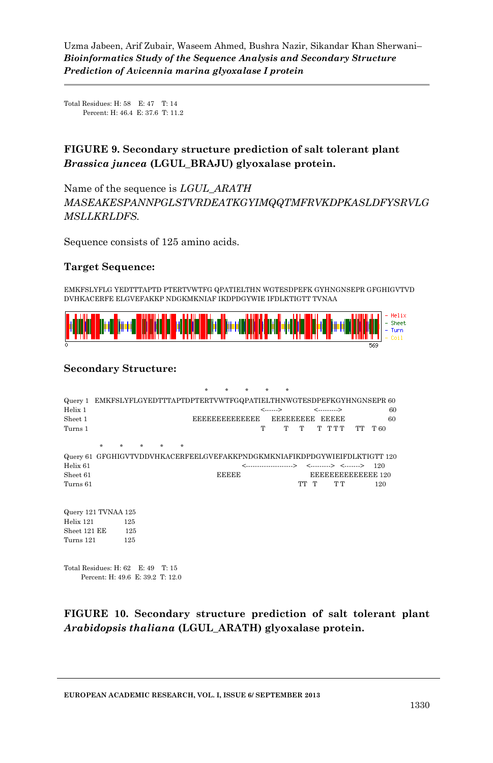Total Residues: H: 58   E: 47   T: 14
Percent: H: 46.4  E: 37.6  T: 11.2

**FIGURE 9. Secondary structure prediction of salt tolerant plant *Brassica juncea* (LGUL_BRAJU) glyoxalase protein.**

Name of the sequence is *LGUL_ARATH*
*MASEAKESPANNPGLSTVRDEATKGYIMQQTMFRVKDPKASLDFYSRVLG MSLLKRLDFS.*

Sequence consists of 125 amino acids.

### Target Sequence:

EMKFSLYFLG YEDTTTAPTD PTERTVWTFG QPATIELTHN WGTESDPEFK GYHNGNSEPR GFGHIGVTVD DVHKACERFE ELGVEFAKKP NDGKMKNIAF IKDPDGYWIE IFDLKTIGTT TVNAA

- Helix
- Sheet
- Turn
- Coil

0 569

### Secondary Structure:

```
                                        *    *    *    *    *
Query 1  EMKFSLYFLGYEDTTTAPTDPTERTVWTFGQPATIELTHNWGTESDPEFKGYHNGNSEPR 60
Helix 1                                                <------>        <--------->        60
Sheet 1                               EEEEEEEEEEEEEE   EEEEEEEEE  EEEEE            60
Turns 1                                              T      T    T     T  T T T    TT   T 60

          *    *    *    *    *
Query 61  GFGHIGVTVDDVHKACERFEELGVEFAKKPNDGKMKNIAFIKDPDGYWIEIFDLKTIGTT 120
Helix 61                                               <-------------------->   <--------->  <------->   120
Sheet 61                                      EEEEE                       EEEEEEEEEEEEEE 120
Turns 61                                                             TT  T       T T         120


Query 121 TVNAA 125
Helix 121         125
Sheet 121 EE      125
Turns 121         125
```

Total Residues: H: 62   E: 49   T: 15
Percent: H: 49.6  E: 39.2  T: 12.0

**FIGURE 10. Secondary structure prediction of salt tolerant plant *Arabidopsis thaliana* (LGUL_ARATH) glyoxalase protein.**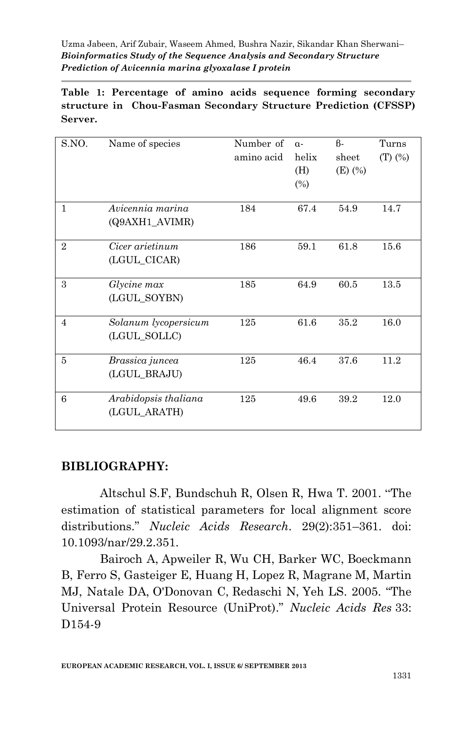**Table 1: Percentage of amino acids sequence forming secondary structure in Chou-Fasman Secondary Structure Prediction (CFSSP) Server.**

| S.NO. | Name of species | Number of amino acid | α-helix (H) (%) | β-sheet (E) (%) | Turns (T) (%) |
|---|---|---|---|---|---|
| 1 | *Avicennia marina* (Q9AXH1_AVIMR) | 184 | 67.4 | 54.9 | 14.7 |
| 2 | *Cicer arietinum* (LGUL_CICAR) | 186 | 59.1 | 61.8 | 15.6 |
| 3 | *Glycine max* (LGUL_SOYBN) | 185 | 64.9 | 60.5 | 13.5 |
| 4 | *Solanum lycopersicum* (LGUL_SOLLC) | 125 | 61.6 | 35.2 | 16.0 |
| 5 | *Brassica juncea* (LGUL_BRAJU) | 125 | 46.4 | 37.6 | 11.2 |
| 6 | *Arabidopsis thaliana* (LGUL_ARATH) | 125 | 49.6 | 39.2 | 12.0 |

## BIBLIOGRAPHY:

Altschul S.F, Bundschuh R, Olsen R, Hwa T. 2001. "The estimation of statistical parameters for local alignment score distributions." *Nucleic Acids Research*. 29(2):351–361. doi: 10.1093/nar/29.2.351.

Bairoch A, Apweiler R, Wu CH, Barker WC, Boeckmann B, Ferro S, Gasteiger E, Huang H, Lopez R, Magrane M, Martin MJ, Natale DA, O'Donovan C, Redaschi N, Yeh LS. 2005. "The Universal Protein Resource (UniProt)." *Nucleic Acids Res* 33: D154-9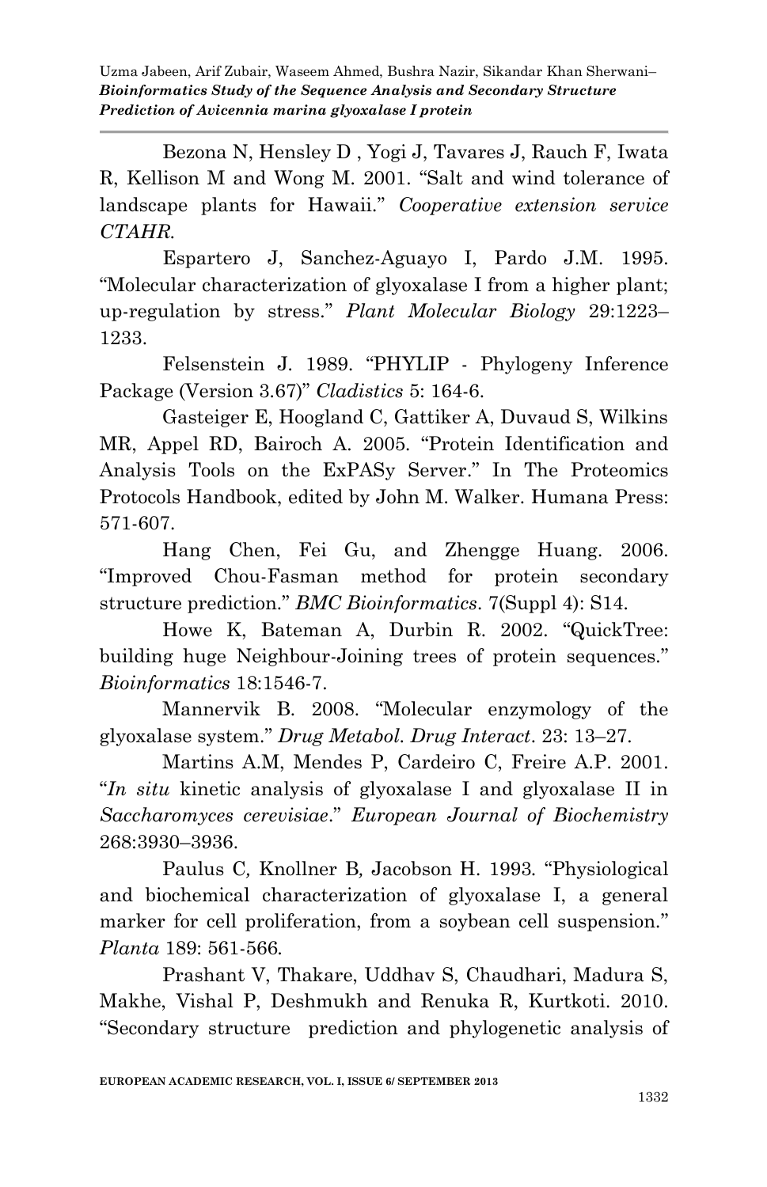Bezona N, Hensley D , Yogi J, Tavares J, Rauch F, Iwata R, Kellison M and Wong M. 2001. "Salt and wind tolerance of landscape plants for Hawaii." *Cooperative extension service CTAHR.*

Espartero J, Sanchez-Aguayo I, Pardo J.M. 1995. "Molecular characterization of glyoxalase I from a higher plant; up-regulation by stress." *Plant Molecular Biology* 29:1223–1233.

Felsenstein J. 1989. "PHYLIP - Phylogeny Inference Package (Version 3.67)" *Cladistics* 5: 164-6.

Gasteiger E, Hoogland C, Gattiker A, Duvaud S, Wilkins MR, Appel RD, Bairoch A. 2005. "Protein Identification and Analysis Tools on the ExPASy Server." In The Proteomics Protocols Handbook, edited by John M. Walker. Humana Press: 571-607.

Hang Chen, Fei Gu, and Zhengge Huang. 2006. "Improved Chou-Fasman method for protein secondary structure prediction." *BMC Bioinformatics*. 7(Suppl 4): S14.

Howe K, Bateman A, Durbin R. 2002. "QuickTree: building huge Neighbour-Joining trees of protein sequences." *Bioinformatics* 18:1546-7.

Mannervik B. 2008. "Molecular enzymology of the glyoxalase system." *Drug Metabol. Drug Interact*. 23: 13–27.

Martins A.M, Mendes P, Cardeiro C, Freire A.P. 2001. "*In situ* kinetic analysis of glyoxalase I and glyoxalase II in *Saccharomyces cerevisiae*." *European Journal of Biochemistry* 268:3930–3936.

Paulus C*,* Knollner B*,* Jacobson H. 1993*.* "Physiological and biochemical characterization of glyoxalase I, a general marker for cell proliferation, from a soybean cell suspension." *Planta* 189: 561-566*.*

Prashant V, Thakare, Uddhav S, Chaudhari, Madura S, Makhe, Vishal P, Deshmukh and Renuka R, Kurtkoti. 2010. "Secondary structure prediction and phylogenetic analysis of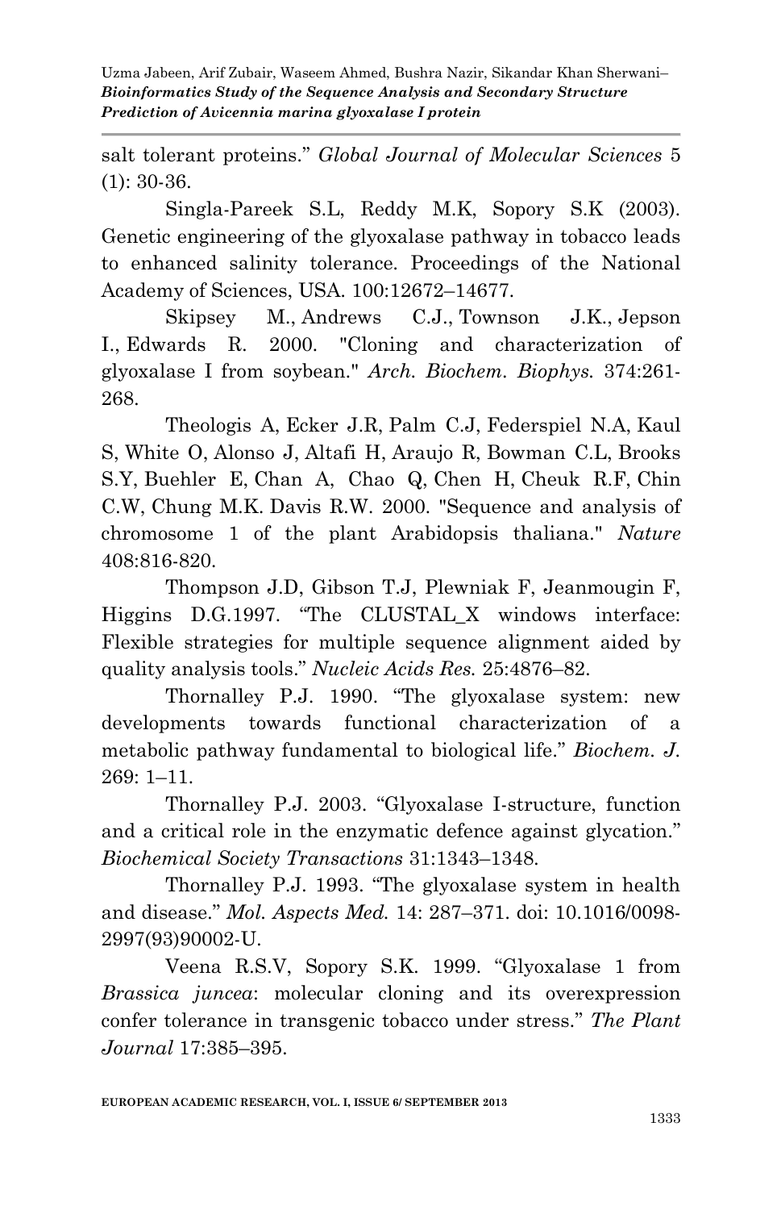salt tolerant proteins." *Global Journal of Molecular Sciences* 5 (1): 30-36.

Singla-Pareek S.L, Reddy M.K, Sopory S.K (2003). Genetic engineering of the glyoxalase pathway in tobacco leads to enhanced salinity tolerance. Proceedings of the National Academy of Sciences, USA. 100:12672–14677.

Skipsey M., Andrews C.J., Townson J.K., Jepson I., Edwards R. 2000. "Cloning and characterization of glyoxalase I from soybean." *Arch. Biochem. Biophys.* 374:261-268.

Theologis A, Ecker J.R, Palm C.J, Federspiel N.A, Kaul S, White O, Alonso J, Altafi H, Araujo R, Bowman C.L, Brooks S.Y, Buehler E, Chan A, Chao Q, Chen H, Cheuk R.F, Chin C.W, Chung M.K. Davis R.W. 2000. "Sequence and analysis of chromosome 1 of the plant Arabidopsis thaliana." *Nature* 408:816-820.

Thompson J.D, Gibson T.J, Plewniak F, Jeanmougin F, Higgins D.G.1997. "The CLUSTAL_X windows interface: Flexible strategies for multiple sequence alignment aided by quality analysis tools." *Nucleic Acids Res.* 25:4876–82.

Thornalley P.J. 1990. "The glyoxalase system: new developments towards functional characterization of a metabolic pathway fundamental to biological life." *Biochem. J.* 269: 1–11.

Thornalley P.J. 2003. "Glyoxalase I-structure, function and a critical role in the enzymatic defence against glycation." *Biochemical Society Transactions* 31:1343–1348.

Thornalley P.J. 1993. "The glyoxalase system in health and disease." *Mol. Aspects Med.* 14: 287–371. doi: 10.1016/0098-2997(93)90002-U.

Veena R.S.V, Sopory S.K. 1999. "Glyoxalase 1 from *Brassica juncea*: molecular cloning and its overexpression confer tolerance in transgenic tobacco under stress." *The Plant Journal* 17:385–395.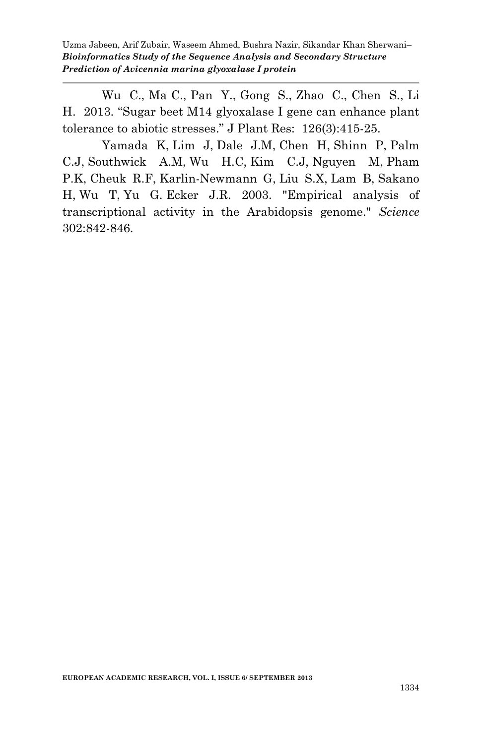Wu C., Ma C., Pan Y., Gong S., Zhao C., Chen S., Li H. 2013. "Sugar beet M14 glyoxalase I gene can enhance plant tolerance to abiotic stresses." J Plant Res: 126(3):415-25.

Yamada K, Lim J, Dale J.M, Chen H, Shinn P, Palm C.J, Southwick A.M, Wu H.C, Kim C.J, Nguyen M, Pham P.K, Cheuk R.F, Karlin-Newmann G, Liu S.X, Lam B, Sakano H, Wu T, Yu G. Ecker J.R. 2003. "Empirical analysis of transcriptional activity in the Arabidopsis genome." *Science* 302:842-846.